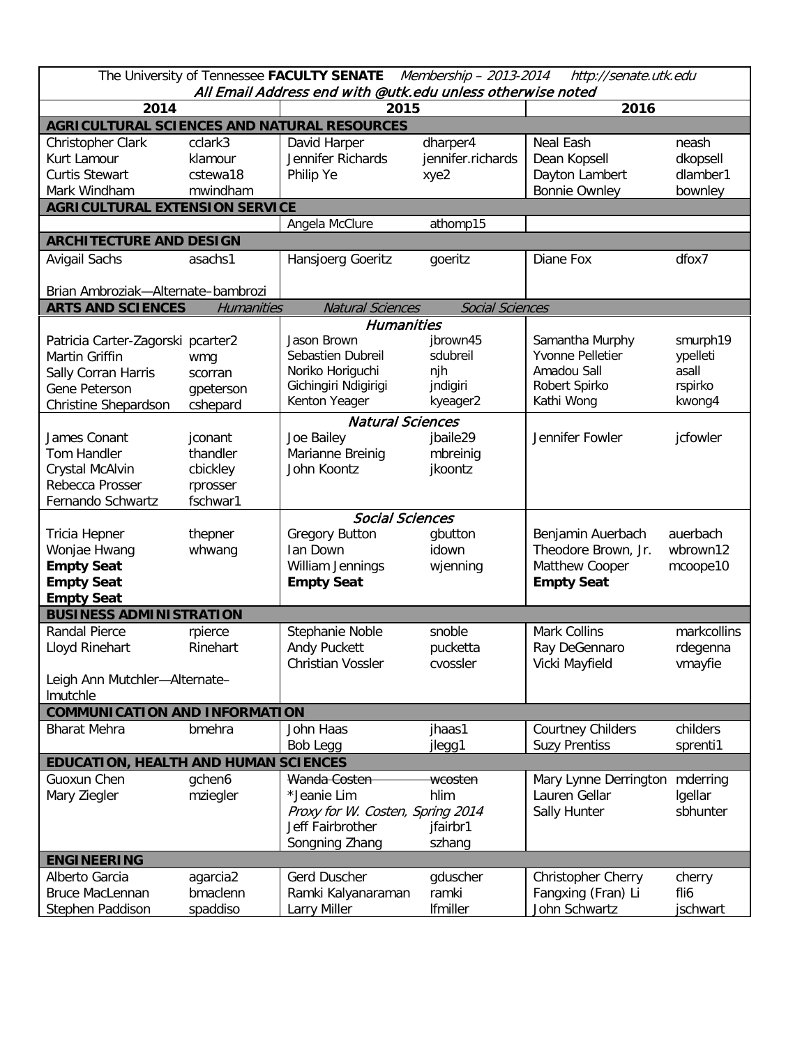The University of Tennessee **FACULTY SENATE** *Membership – 2013-2014 http://senate.utk.edu*

*All Email Address end with @utk.edu unless otherwise noted*

| 2014 | | 2015 | | 2016 | |
|---|---|---|---|---|---|
| **AGRICULTURAL SCIENCES AND NATURAL RESOURCES** | | | | | |
| Christopher Clark | cclark3 | David Harper | dharper4 | Neal Eash | neash |
| Kurt Lamour | klamour | Jennifer Richards | jennifer.richards | Dean Kopsell | dkopsell |
| Curtis Stewart | cstewa18 | Philip Ye | xye2 | Dayton Lambert | dlamber1 |
| Mark Windham | mwindham | | | Bonnie Ownley | bownley |
| **AGRICULTURAL EXTENSION SERVICE** | | | | | |
| | | Angela McClure | athomp15 | | |
| **ARCHITECTURE AND DESIGN** | | | | | |
| Avigail Sachs | asachs1 | Hansjoerg Goeritz | goeritz | Diane Fox | dfox7 |
| Brian Ambroziak—Alternate–bambrozi | | | | | |
| **ARTS AND SCIENCES** *Humanities* *Natural Sciences* *Social Sciences* | | | | | |
| | | *Humanities* | | | |
| Patricia Carter-Zagorski | pcarter2 | Jason Brown | jbrown45 | Samantha Murphy | smurph19 |
| Martin Griffin | wmg | Sebastien Dubreil | sdubreil | Yvonne Pelletier | ypelleti |
| Sally Corran Harris | scorran | Noriko Horiguchi | njh | Amadou Sall | asall |
| Gene Peterson | gpeterson | Gichingiri Ndigirigi | jndigiri | Robert Spirko | rspirko |
| Christine Shepardson | cshepard | Kenton Yeager | kyeager2 | Kathi Wong | kwong4 |
| | | *Natural Sciences* | | | |
| James Conant | jconant | Joe Bailey | jbaile29 | Jennifer Fowler | jcfowler |
| Tom Handler | thandler | Marianne Breinig | mbreinig | | |
| Crystal McAlvin | cbickley | John Koontz | jkoontz | | |
| Rebecca Prosser | rprosser | | | | |
| Fernando Schwartz | fschwar1 | | | | |
| | | *Social Sciences* | | | |
| Tricia Hepner | thepner | Gregory Button | gbutton | Benjamin Auerbach | auerbach |
| Wonjae Hwang | whwang | Ian Down | idown | Theodore Brown, Jr. | wbrown12 |
| **Empty Seat** | | William Jennings | wjenning | Matthew Cooper | mcoope10 |
| **Empty Seat** | | **Empty Seat** | | **Empty Seat** | |
| **Empty Seat** | | | | | |
| **BUSINESS ADMINISTRATION** | | | | | |
| Randal Pierce | rpierce | Stephanie Noble | snoble | Mark Collins | markcollins |
| Lloyd Rinehart | Rinehart | Andy Puckett | pucketta | Ray DeGennaro | rdegenna |
| | | Christian Vossler | cvossler | Vicki Mayfield | vmayfie |
| Leigh Ann Mutchler—Alternate–lmutchle | | | | | |
| **COMMUNICATION AND INFORMATION** | | | | | |
| Bharat Mehra | bmehra | John Haas | jhaas1 | Courtney Childers | childers |
| | | Bob Legg | jlegg1 | Suzy Prentiss | sprenti1 |
| **EDUCATION, HEALTH AND HUMAN SCIENCES** | | | | | |
| Guoxun Chen | gchen6 | ~~Wanda Costen~~ | ~~wcosten~~ | Mary Lynne Derrington | mderring |
| Mary Ziegler | mziegler | *Jeanie Lim | hlim | Lauren Gellar | lgellar |
| | | *Proxy for W. Costen, Spring 2014* | | Sally Hunter | sbhunter |
| | | Jeff Fairbrother | jfairbr1 | | |
| | | Songning Zhang | szhang | | |
| **ENGINEERING** | | | | | |
| Alberto Garcia | agarcia2 | Gerd Duscher | gduscher | Christopher Cherry | cherry |
| Bruce MacLennan | bmaclenn | Ramki Kalyanaraman | ramki | Fangxing (Fran) Li | fli6 |
| Stephen Paddison | spaddiso | Larry Miller | lfmiller | John Schwartz | jschwart |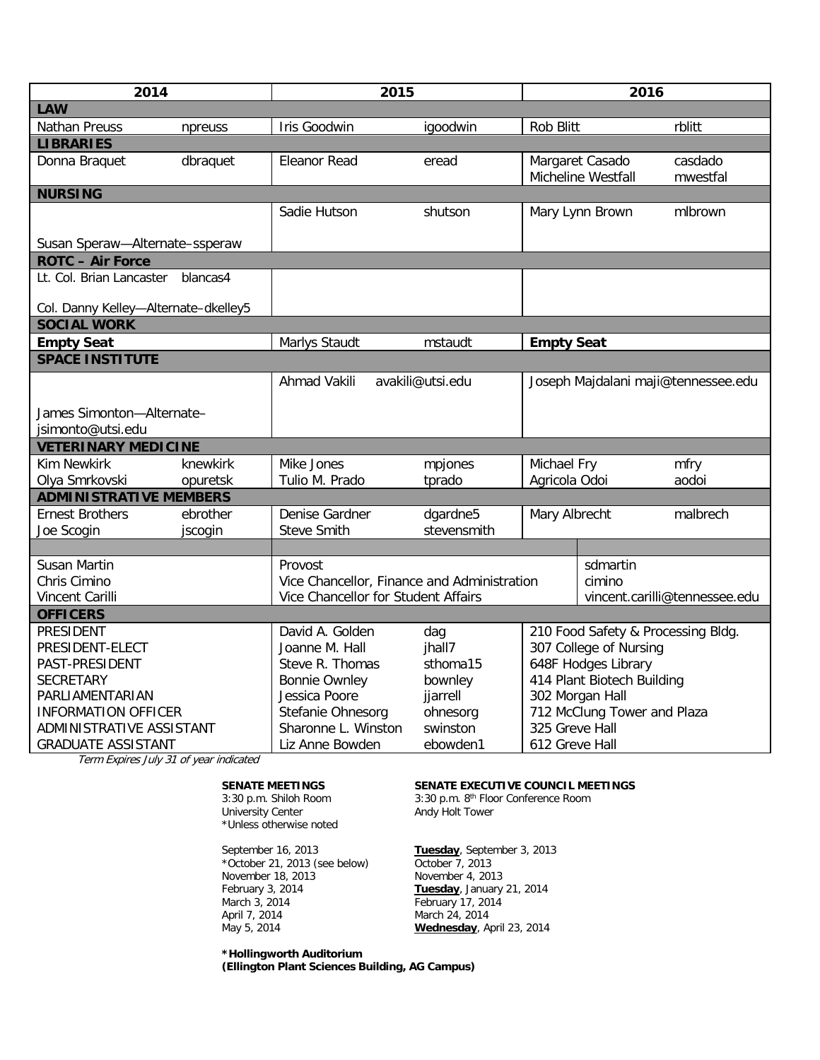| 2014 | | 2015 | | 2016 | |
|---|---|---|---|---|---|
| **LAW** | | | | | |
| Nathan Preuss | npreuss | Iris Goodwin | igoodwin | Rob Blitt | rblitt |
| **LIBRARIES** | | | | | |
| Donna Braquet | dbraquet | Eleanor Read | eread | Margaret Casado<br>Micheline Westfall | casdado<br>mwestfal |
| **NURSING** | | | | | |
| Susan Speraw—Alternate–ssperaw | | Sadie Hutson | shutson | Mary Lynn Brown | mlbrown |
| **ROTC – Air Force** | | | | | |
| Lt. Col. Brian Lancaster<br>Col. Danny Kelley—Alternate–dkelley5 | blancas4 | | | | |
| **SOCIAL WORK** | | | | | |
| **Empty Seat** | | Marlys Staudt | mstaudt | **Empty Seat** | |
| **SPACE INSTITUTE** | | | | | |
| James Simonton—Alternate–jsimonto@utsi.edu | | Ahmad Vakili | avakili@utsi.edu | Joseph Majdalani | maji@tennessee.edu |
| **VETERINARY MEDICINE** | | | | | |
| Kim Newkirk<br>Olya Smrkovski | knewkirk<br>opuretsk | Mike Jones<br>Tulio M. Prado | mpjones<br>tprado | Michael Fry<br>Agricola Odoi | mfry<br>aodoi |
| **ADMINISTRATIVE MEMBERS** | | | | | |
| Ernest Brothers<br>Joe Scogin | ebrother<br>jscogin | Denise Gardner<br>Steve Smith | dgardne5<br>stevensmith | Mary Albrecht | malbrech |
| | | | | | |
| Susan Martin | | Provost | | sdmartin | |
| Chris Cimino | | Vice Chancellor, Finance and Administration | | cimino | |
| Vincent Carilli | | Vice Chancellor for Student Affairs | | vincent.carilli@tennessee.edu | |
| **OFFICERS** | | | | | |
| PRESIDENT | | David A. Golden | dag | 210 Food Safety & Processing Bldg. | |
| PRESIDENT-ELECT | | Joanne M. Hall | jhall7 | 307 College of Nursing | |
| PAST-PRESIDENT | | Steve R. Thomas | sthoma15 | 648F Hodges Library | |
| SECRETARY | | Bonnie Ownley | bownley | 414 Plant Biotech Building | |
| PARLIAMENTARIAN | | Jessica Poore | jjarrell | 302 Morgan Hall | |
| INFORMATION OFFICER | | Stefanie Ohnesorg | ohnesorg | 712 McClung Tower and Plaza | |
| ADMINISTRATIVE ASSISTANT | | Sharonne L. Winston | swinston | 325 Greve Hall | |
| GRADUATE ASSISTANT | | Liz Anne Bowden | ebowden1 | 612 Greve Hall | |

*Term Expires July 31 of year indicated*

**SENATE MEETINGS**
3:30 p.m. Shiloh Room
University Center
*Unless otherwise noted

September 16, 2013
*October 21, 2013 (see below)
November 18, 2013
February 3, 2014
March 3, 2014
April 7, 2014
May 5, 2014

**SENATE EXECUTIVE COUNCIL MEETINGS**
3:30 p.m. 8th Floor Conference Room
Andy Holt Tower

**Tuesday**, September 3, 2013
October 7, 2013
November 4, 2013
**Tuesday**, January 21, 2014
February 17, 2014
March 24, 2014
**Wednesday**, April 23, 2014

**\*Hollingworth Auditorium**
**(Ellington Plant Sciences Building, AG Campus)**